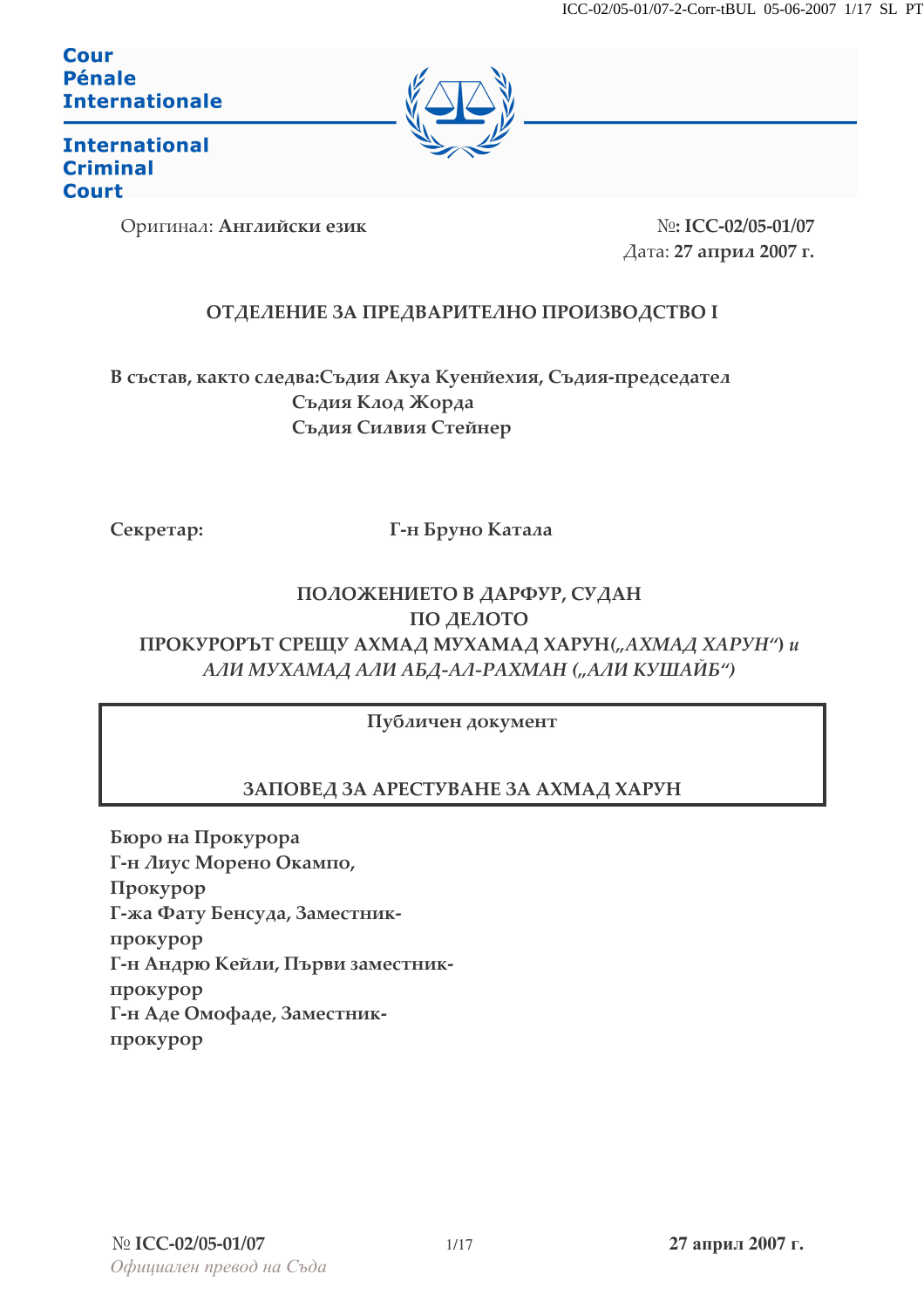Cour Pénale Internationale

International Criminal Court

Оригинал: **Английски език**

№: **ICC-02/05-01/07**

Дата: **27 април 2007 г.**

**ОТДЕЛЕНИЕ ЗА ПРЕДВАРИТЕЛНО ПРОИЗВОДСТВО I**

**В състав, както следва:** **Съдия Акуа Куенйехия, Съдия-председател**
**Съдия Клод Жорда**
**Съдия Силвия Стейнер**

**Секретар:** **Г-н Бруно Катала**

**ПОЛОЖЕНИЕТО В ДАРФУР, СУДАН**
**ПО ДЕЛОТО**
**ПРОКУРОРЪТ СРЕЩУ АХМАД МУХАМАД ХАРУН(*„АХМАД ХАРУН“*) *и***
***АЛИ МУХАМАД АЛИ АБД-АЛ-РАХМАН („АЛИ КУШАЙБ“)***

**Публичен документ**

**ЗАПОВЕД ЗА АРЕСТУВАНЕ ЗА АХМАД ХАРУН**

**Бюро на Прокурора**
**Г-н Лиус Морено Окампо, Прокурор**
**Г-жа Фату Бенсуда, Заместник-прокурор**
**Г-н Андрю Кейли, Първи заместник-прокурор**
**Г-н Аде Омофаде, Заместник-прокурор**

*Официален превод на Съда*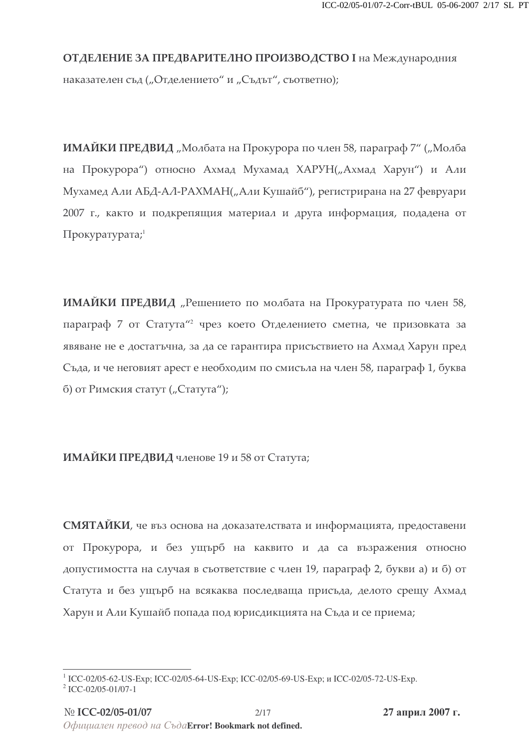**ОТДЕЛЕНИЕ ЗА ПРЕДВАРИТЕЛНО ПРОИЗВОДСТВО I** на Международния наказателен съд („Отделението“ и „Съдът“, съответно);

**ИМАЙКИ ПРЕДВИД** „Молбата на Прокурора по член 58, параграф 7“ („Молба на Прокурора“) относно Ахмад Мухамад ХАРУН(„Ахмад Харун“) и Али Мухамед Али АБД-АЛ-РАХМАН(„Али Кушайб“), регистрирана на 27 февруари 2007 г., както и подкрепящия материал и друга информация, подадена от Прокуратурата;[1]

**ИМАЙКИ ПРЕДВИД** „Решението по молбата на Прокуратурата по член 58, параграф 7 от Статута“[2] чрез което Отделението сметна, че призовката за явяване не е достатъчна, за да се гарантира присъствието на Ахмад Харун пред Съда, и че неговият арест е необходим по смисъла на член 58, параграф 1, буква б) от Римския статут („Статута“);

**ИМАЙКИ ПРЕДВИД** членове 19 и 58 от Статута;

**СМЯТАЙКИ**, че въз основа на доказателствата и информацията, предоставени от Прокурора, и без ущърб на каквито и да са възражения относно допустимостта на случая в съответствие с член 19, параграф 2, букви а) и б) от Статута и без ущърб на всякаква последваща присъда, делото срещу Ахмад Харун и Али Кушайб попада под юрисдикцията на Съда и се приема;

---

[1] ICC-02/05-62-US-Exp; ICC-02/05-64-US-Exp; ICC-02/05-69-US-Exp; и ICC-02/05-72-US-Exp.

[2] ICC-02/05-01/07-1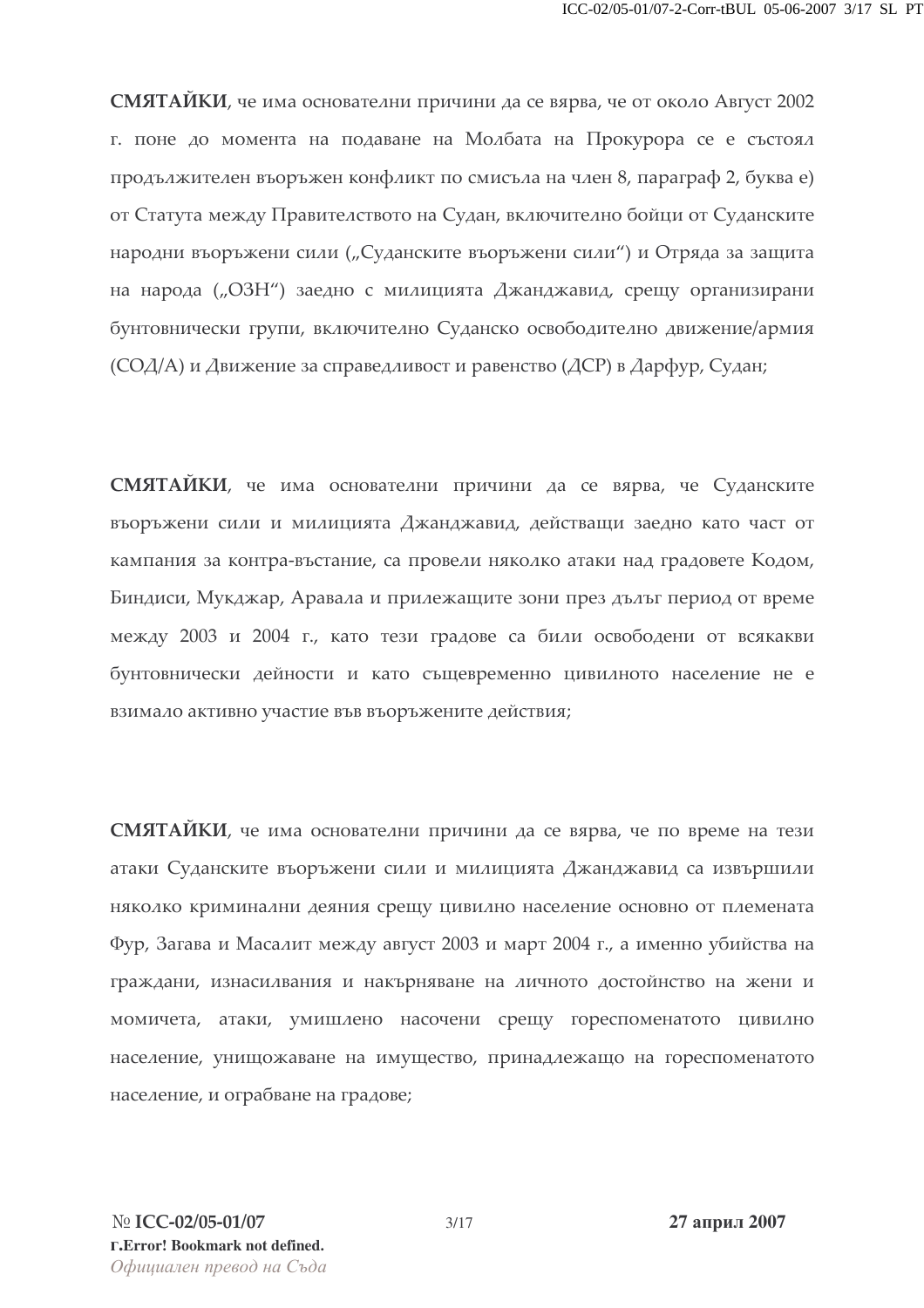**СМЯТАЙКИ**, че има основателни причини да се вярва, че от около Август 2002 г. поне до момента на подаване на Молбата на Прокурора се е състоял продължителен въоръжен конфликт по смисъла на член 8, параграф 2, буква е) от Статута между Правителството на Судан, включително бойци от Суданските народни въоръжени сили („Суданските въоръжени сили“) и Отряда за защита на народа („ОЗН“) заедно с милицията Джанджавид, срещу организирани бунтовнически групи, включително Суданско освободително движение/армия (СОД/А) и Движение за справедливост и равенство (ДСР) в Дарфур, Судан;

**СМЯТАЙКИ**, че има основателни причини да се вярва, че Суданските въоръжени сили и милицията Джанджавид, действащи заедно като част от кампания за контра-въстание, са провели няколко атаки над градовете Кодом, Биндиси, Мукджар, Аравала и прилежащите зони през дълъг период от време между 2003 и 2004 г., като тези градове са били освободени от всякакви бунтовнически дейности и като същевременно цивилното население не е взимало активно участие във въоръжените действия;

**СМЯТАЙКИ**, че има основателни причини да се вярва, че по време на тези атаки Суданските въоръжени сили и милицията Джанджавид са извършили няколко криминални деяния срещу цивилно население основно от племената Фур, Загава и Масалит между август 2003 и март 2004 г., а именно убийства на граждани, изнасилвания и накърняване на личното достойнство на жени и момичета, атаки, умишлено насочени срещу гореспоменатото цивилно население, унищожаване на имущество, принадлежащо на гореспоменатото население, и ограбване на градове;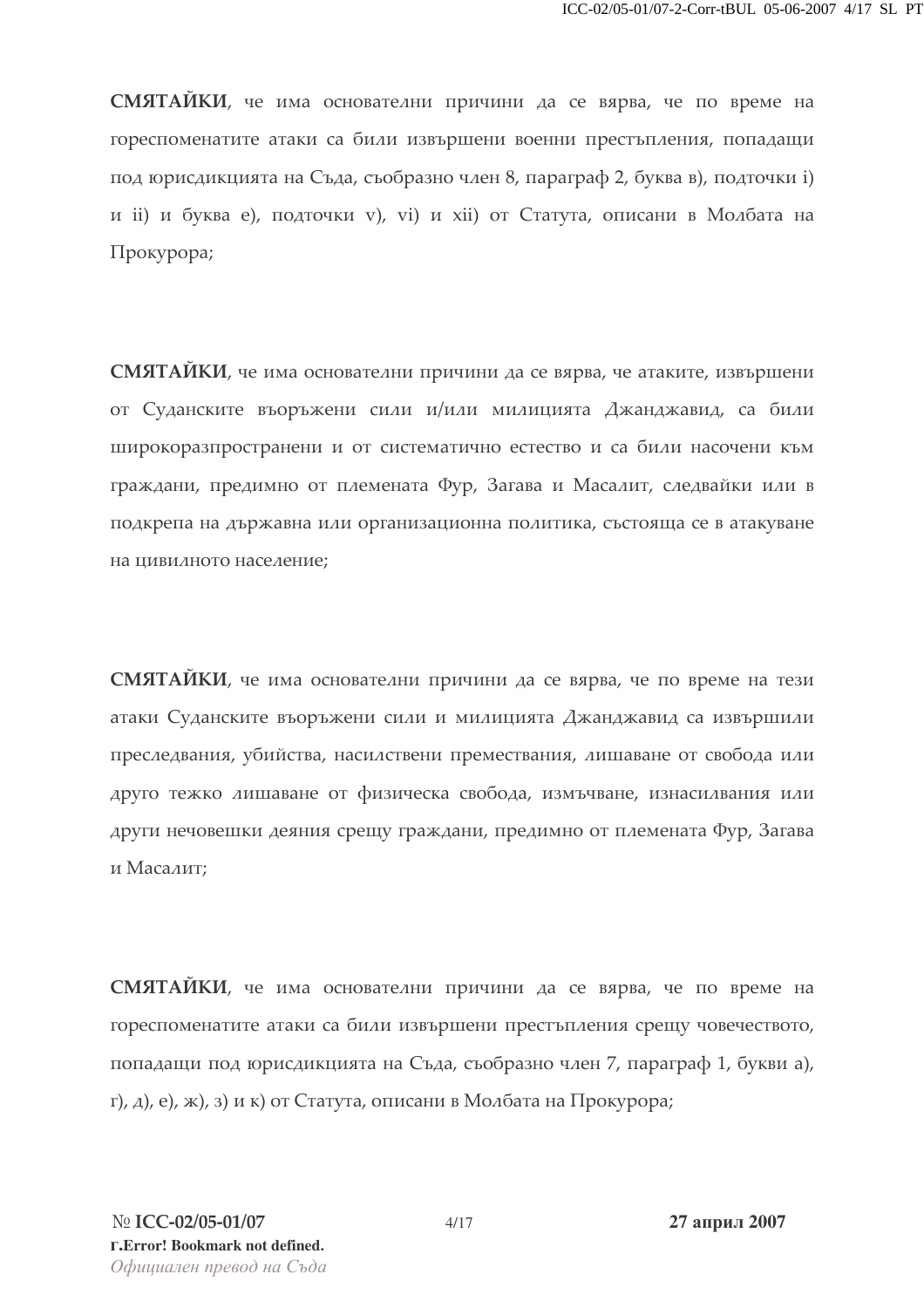**СМЯТАЙКИ**, че има основателни причини да се вярва, че по време на гореспоменатите атаки са били извършени военни престъпления, попадащи под юрисдикцията на Съда, съобразно член 8, параграф 2, буква в), подточки i) и ii) и буква е), подточки v), vi) и xii) от Статута, описани в Молбата на Прокурора;

**СМЯТАЙКИ**, че има основателни причини да се вярва, че атаките, извършени от Суданските въоръжени сили и/или милицията Джанджавид, са били широкоразпространени и от систематично естество и са били насочени към граждани, предимно от племената Фур, Загава и Масалит, следвайки или в подкрепа на държавна или организационна политика, състояща се в атакуване на цивилното население;

**СМЯТАЙКИ**, че има основателни причини да се вярва, че по време на тези атаки Суданските въоръжени сили и милицията Джанджавид са извършили преследвания, убийства, насилствени премествания, лишаване от свобода или друго тежко лишаване от физическа свобода, измъчване, изнасилвания или други нечовешки деяния срещу граждани, предимно от племената Фур, Загава и Масалит;

**СМЯТАЙКИ**, че има основателни причини да се вярва, че по време на гореспоменатите атаки са били извършени престъпления срещу човечеството, попадащи под юрисдикцията на Съда, съобразно член 7, параграф 1, букви а), г), д), е), ж), з) и к) от Статута, описани в Молбата на Прокурора;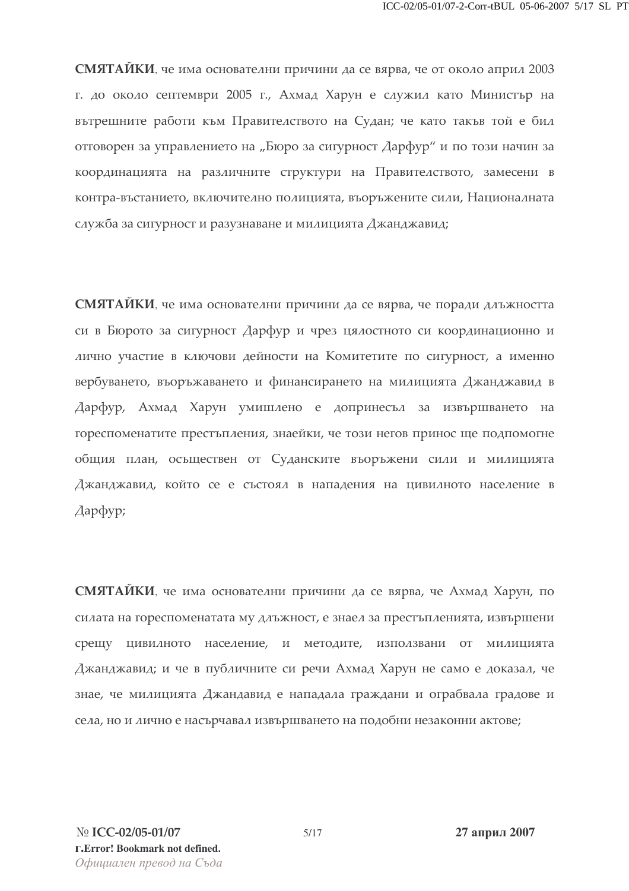**СМЯТАЙКИ**, че има основателни причини да се вярва, че от около април 2003 г. до около септември 2005 г., Ахмад Харун е служил като Министър на вътрешните работи към Правителството на Судан; че като такъв той е бил отговорен за управлението на „Бюро за сигурност Дарфур" и по този начин за координацията на различните структури на Правителството, замесени в контра-въстанието, включително полицията, въоръжените сили, Националната служба за сигурност и разузнаване и милицията Джанджавид;

**СМЯТАЙКИ**, че има основателни причини да се вярва, че поради длъжността си в Бюрото за сигурност Дарфур и чрез цялостното си координационно и лично участие в ключови дейности на Комитетите по сигурност, а именно вербуването, въоръжаването и финансирането на милицията Джанджавид в Дарфур, Ахмад Харун умишлено е допринесъл за извършването на гореспоменатите престъпления, знаейки, че този негов принос ще подпомогне общия план, осъществен от Суданските въоръжени сили и милицията Джанджавид, който се е състоял в нападения на цивилното население в Дарфур;

**СМЯТАЙКИ**, че има основателни причини да се вярва, че Ахмад Харун, по силата на гореспоменатата му длъжност, е знаел за престъпленията, извършени срещу цивилното население, и методите, използвани от милицията Джанджавид; и че в публичните си речи Ахмад Харун не само е доказал, че знае, че милицията Джандавид е нападала граждани и ограбвала градове и села, но и лично е насърчавал извършването на подобни незаконни актове;

№ **ICC-02/05-01/07** **27 април 2007**

**г.Error! Bookmark not defined.**

*Официален превод на Съда*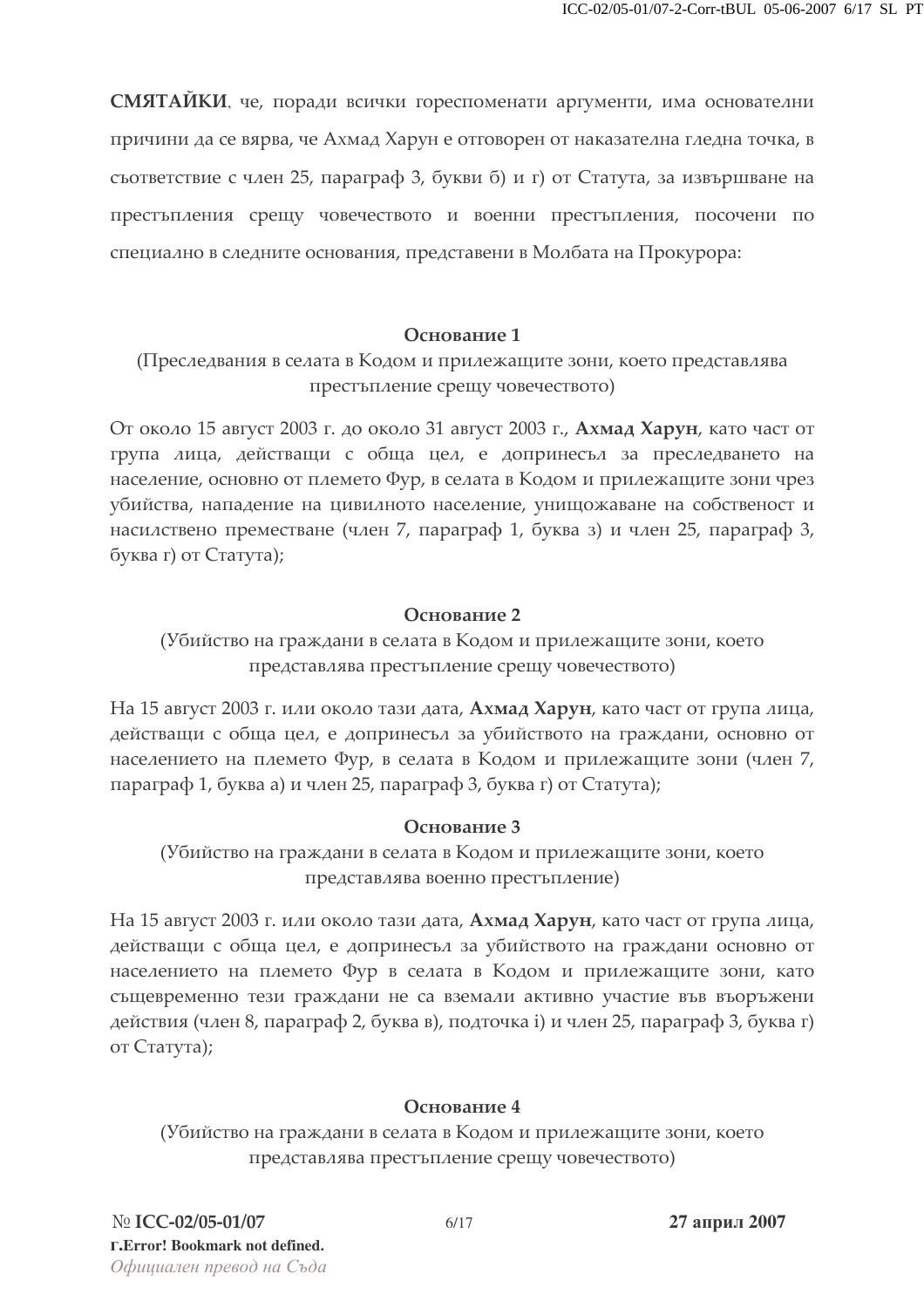**СМЯТАЙКИ**, че, поради всички гореспоменати аргументи, има основателни причини да се вярва, че Ахмад Харун е отговорен от наказателна гледна точка, в съответствие с член 25, параграф 3, букви б) и г) от Статута, за извършване на престъпления срещу човечеството и военни престъпления, посочени по специално в следните основания, представени в Молбата на Прокурора:

**Основание 1**

(Преследвания в селата в Кодом и прилежащите зони, което представлява престъпление срещу човечеството)

От около 15 август 2003 г. до около 31 август 2003 г., **Ахмад Харун**, като част от група лица, действащи с обща цел, е допринесъл за преследването на население, основно от племето Фур, в селата в Кодом и прилежащите зони чрез убийства, нападение на цивилното население, унищожаване на собственост и насилствено преместване (член 7, параграф 1, буква з) и член 25, параграф 3, буква г) от Статута);

**Основание 2**

(Убийство на граждани в селата в Кодом и прилежащите зони, което представлява престъпление срещу човечеството)

На 15 август 2003 г. или около тази дата, **Ахмад Харун**, като част от група лица, действащи с обща цел, е допринесъл за убийството на граждани, основно от населението на племето Фур, в селата в Кодом и прилежащите зони (член 7, параграф 1, буква а) и член 25, параграф 3, буква г) от Статута);

**Основание 3**

(Убийство на граждани в селата в Кодом и прилежащите зони, което представлява военно престъпление)

На 15 август 2003 г. или около тази дата, **Ахмад Харун**, като част от група лица, действащи с обща цел, е допринесъл за убийството на граждани основно от населението на племето Фур в селата в Кодом и прилежащите зони, като същевременно тези граждани не са вземали активно участие във въоръжени действия (член 8, параграф 2, буква в), подточка i) и член 25, параграф 3, буква г) от Статута);

**Основание 4**

(Убийство на граждани в селата в Кодом и прилежащите зони, което представлява престъпление срещу човечеството)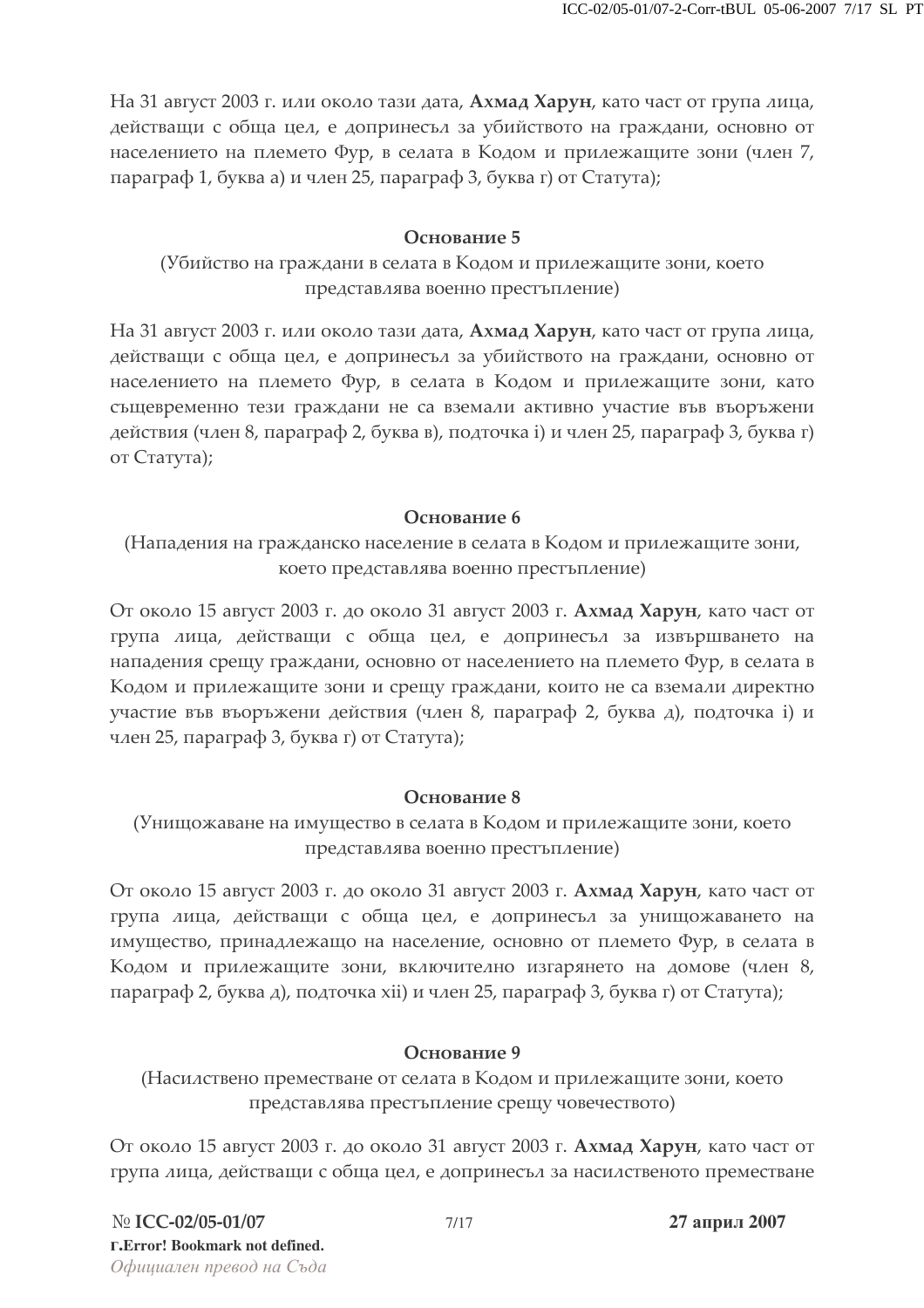На 31 август 2003 г. или около тази дата, **Ахмад Харун**, като част от група лица, действащи с обща цел, е допринесъл за убийството на граждани, основно от населението на племето Фур, в селата в Кодом и прилежащите зони (член 7, параграф 1, буква а) и член 25, параграф 3, буква г) от Статута);

**Основание 5**

(Убийство на граждани в селата в Кодом и прилежащите зони, което представлява военно престъпление)

На 31 август 2003 г. или около тази дата, **Ахмад Харун**, като част от група лица, действащи с обща цел, е допринесъл за убийството на граждани, основно от населението на племето Фур, в селата в Кодом и прилежащите зони, като същевременно тези граждани не са вземали активно участие във въоръжени действия (член 8, параграф 2, буква в), подточка i) и член 25, параграф 3, буква г) от Статута);

**Основание 6**

(Нападения на гражданско население в селата в Кодом и прилежащите зони, което представлява военно престъпление)

От около 15 август 2003 г. до около 31 август 2003 г. **Ахмад Харун**, като част от група лица, действащи с обща цел, е допринесъл за извършването на нападения срещу граждани, основно от населението на племето Фур, в селата в Кодом и прилежащите зони и срещу граждани, които не са вземали директно участие във въоръжени действия (член 8, параграф 2, буква д), подточка i) и член 25, параграф 3, буква г) от Статута);

**Основание 8**

(Унищожаване на имущество в селата в Кодом и прилежащите зони, което представлява военно престъпление)

От около 15 август 2003 г. до около 31 август 2003 г. **Ахмад Харун**, като част от група лица, действащи с обща цел, е допринесъл за унищожаването на имущество, принадлежащо на население, основно от племето Фур, в селата в Кодом и прилежащите зони, включително изгарянето на домове (член 8, параграф 2, буква д), подточка xii) и член 25, параграф 3, буква г) от Статута);

**Основание 9**

(Насилствено преместване от селата в Кодом и прилежащите зони, което представлява престъпление срещу човечеството)

От около 15 август 2003 г. до около 31 август 2003 г. **Ахмад Харун**, като част от група лица, действащи с обща цел, е допринесъл за насилственото преместване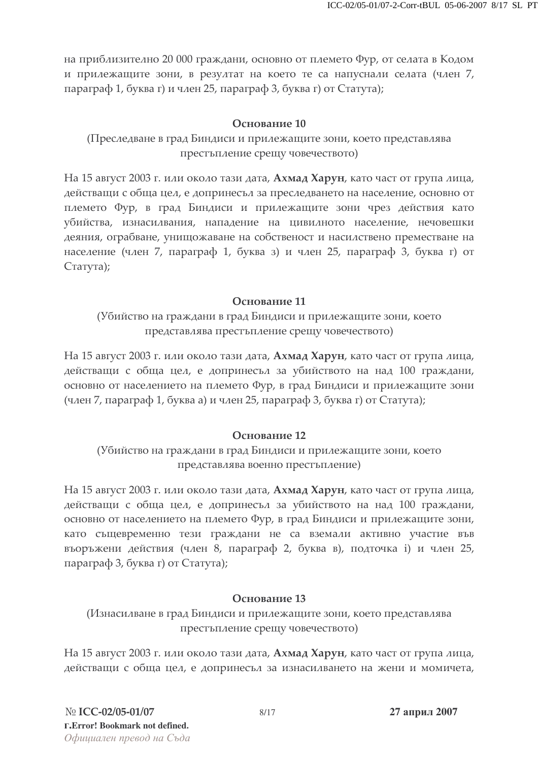на приблизително 20 000 граждани, основно от племето Фур, от селата в Кодом и прилежащите зони, в резултат на което те са напуснали селата (член 7, параграф 1, буква г) и член 25, параграф 3, буква г) от Статута);

### Основание 10

(Преследване в град Биндиси и прилежащите зони, което представлява престъпление срещу човечеството)

На 15 август 2003 г. или около тази дата, **Ахмад Харун**, като част от група лица, действащи с обща цел, е допринесъл за преследването на население, основно от племето Фур, в град Биндиси и прилежащите зони чрез действия като убийства, изнасилвания, нападение на цивилното население, нечовешки деяния, ограбване, унищожаване на собственост и насилствено преместване на население (член 7, параграф 1, буква з) и член 25, параграф 3, буква г) от Статута);

### Основание 11

(Убийство на граждани в град Биндиси и прилежащите зони, което представлява престъпление срещу човечеството)

На 15 август 2003 г. или около тази дата, **Ахмад Харун**, като част от група лица, действащи с обща цел, е допринесъл за убийството на над 100 граждани, основно от населението на племето Фур, в град Биндиси и прилежащите зони (член 7, параграф 1, буква а) и член 25, параграф 3, буква г) от Статута);

### Основание 12

(Убийство на граждани в град Биндиси и прилежащите зони, което представлява военно престъпление)

На 15 август 2003 г. или около тази дата, **Ахмад Харун**, като част от група лица, действащи с обща цел, е допринесъл за убийството на над 100 граждани, основно от населението на племето Фур, в град Биндиси и прилежащите зони, като същевременно тези граждани не са вземали активно участие във въоръжени действия (член 8, параграф 2, буква в), подточка i) и член 25, параграф 3, буква г) от Статута);

### Основание 13

(Изнасилване в град Биндиси и прилежащите зони, което представлява престъпление срещу човечеството)

На 15 август 2003 г. или около тази дата, **Ахмад Харун**, като част от група лица, действащи с обща цел, е допринесъл за изнасилването на жени и момичета,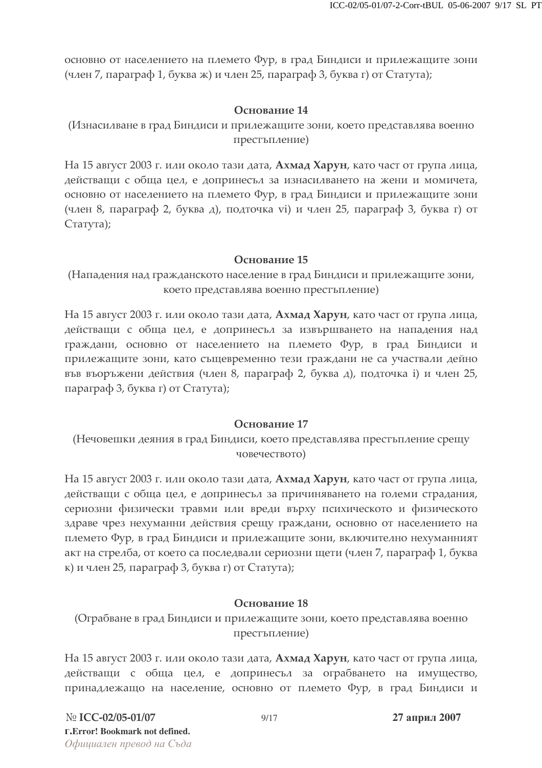основно от населението на племето Фур, в град Биндиси и прилежащите зони (член 7, параграф 1, буква ж) и член 25, параграф 3, буква г) от Статута);

### Основание 14

(Изнасилване в град Биндиси и прилежащите зони, което представлява военно престъпление)

На 15 август 2003 г. или около тази дата, **Ахмад Харун**, като част от група лица, действащи с обща цел, е допринесъл за изнасилването на жени и момичета, основно от населението на племето Фур, в град Биндиси и прилежащите зони (член 8, параграф 2, буква д), подточка vi) и член 25, параграф 3, буква г) от Статута);

### Основание 15

(Нападения над гражданското население в град Биндиси и прилежащите зони, което представлява военно престъпление)

На 15 август 2003 г. или около тази дата, **Ахмад Харун**, като част от група лица, действащи с обща цел, е допринесъл за извършването на нападения над граждани, основно от населението на племето Фур, в град Биндиси и прилежащите зони, като същевременно тези граждани не са участвали дейно във въоръжени действия (член 8, параграф 2, буква д), подточка i) и член 25, параграф 3, буква г) от Статута);

### Основание 17

(Нечовешки деяния в град Биндиси, което представлява престъпление срещу човечеството)

На 15 август 2003 г. или около тази дата, **Ахмад Харун**, като част от група лица, действащи с обща цел, е допринесъл за причиняването на големи страдания, сериозни физически травми или вреди върху психическото и физическото здраве чрез нехуманни действия срещу граждани, основно от населението на племето Фур, в град Биндиси и прилежащите зони, включително нехуманният акт на стрелба, от което са последвали сериозни щети (член 7, параграф 1, буква к) и член 25, параграф 3, буква г) от Статута);

### Основание 18

(Ограбване в град Биндиси и прилежащите зони, което представлява военно престъпление)

На 15 август 2003 г. или около тази дата, **Ахмад Харун**, като част от група лица, действащи с обща цел, е допринесъл за ограбването на имущество, принадлежащо на население, основно от племето Фур, в град Биндиси и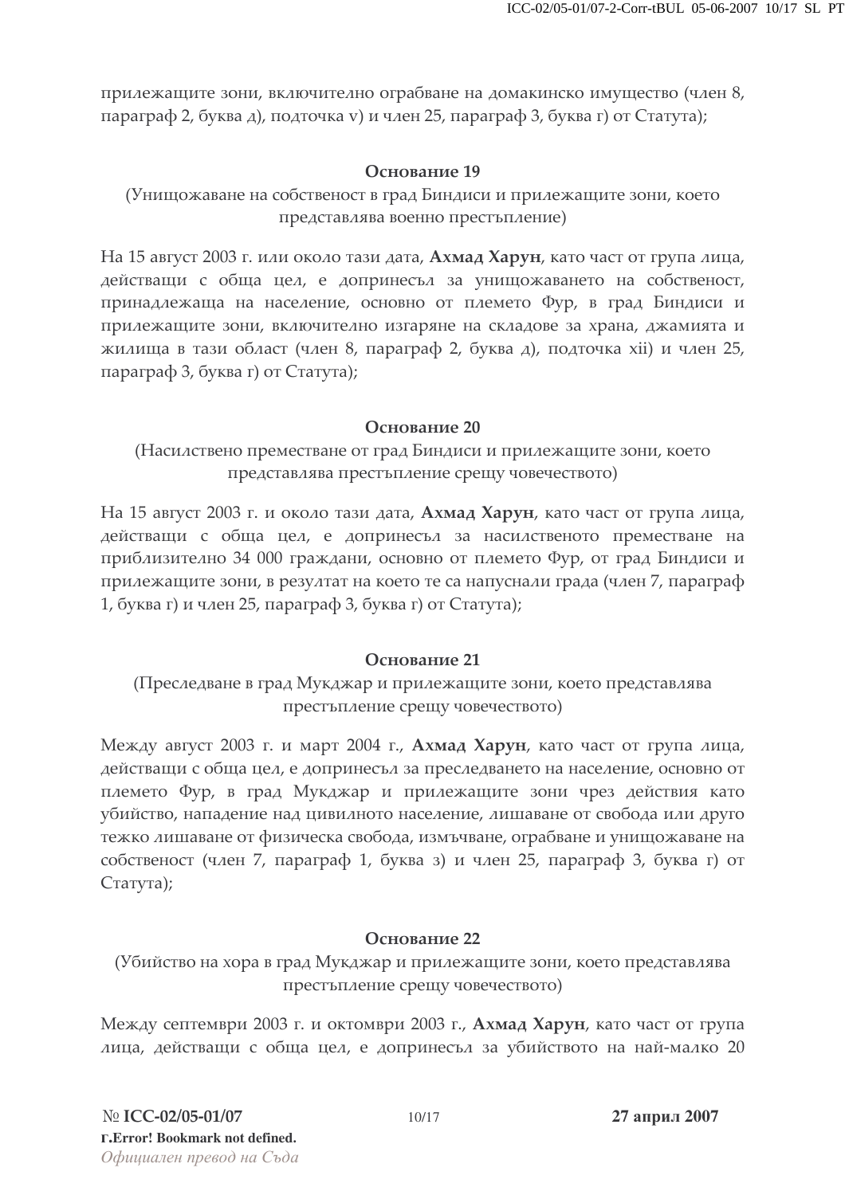прилежащите зони, включително ограбване на домакинско имущество (член 8, параграф 2, буква д), подточка v) и член 25, параграф 3, буква г) от Статута);

**Основание 19**

(Унищожаване на собственост в град Биндиси и прилежащите зони, което представлява военно престъпление)

На 15 август 2003 г. или около тази дата, **Ахмад Харун**, като част от група лица, действащи с обща цел, е допринесъл за унищожаването на собственост, принадлежаща на население, основно от племето Фур, в град Биндиси и прилежащите зони, включително изгаряне на складове за храна, джамията и жилища в тази област (член 8, параграф 2, буква д), подточка xii) и член 25, параграф 3, буква г) от Статута);

**Основание 20**

(Насилствено преместване от град Биндиси и прилежащите зони, което представлява престъпление срещу човечеството)

На 15 август 2003 г. и около тази дата, **Ахмад Харун**, като част от група лица, действащи с обща цел, е допринесъл за насилственото преместване на приблизително 34 000 граждани, основно от племето Фур, от град Биндиси и прилежащите зони, в резултат на което те са напуснали града (член 7, параграф 1, буква г) и член 25, параграф 3, буква г) от Статута);

**Основание 21**

(Преследване в град Мукджар и прилежащите зони, което представлява престъпление срещу човечеството)

Между август 2003 г. и март 2004 г., **Ахмад Харун**, като част от група лица, действащи с обща цел, е допринесъл за преследването на население, основно от племето Фур, в град Мукджар и прилежащите зони чрез действия като убийство, нападение над цивилното население, лишаване от свобода или друго тежко лишаване от физическа свобода, измъчване, ограбване и унищожаване на собственост (член 7, параграф 1, буква з) и член 25, параграф 3, буква г) от Статута);

**Основание 22**

(Убийство на хора в град Мукджар и прилежащите зони, което представлява престъпление срещу човечеството)

Между септември 2003 г. и октомври 2003 г., **Ахмад Харун**, като част от група лица, действащи с обща цел, е допринесъл за убийството на най-малко 20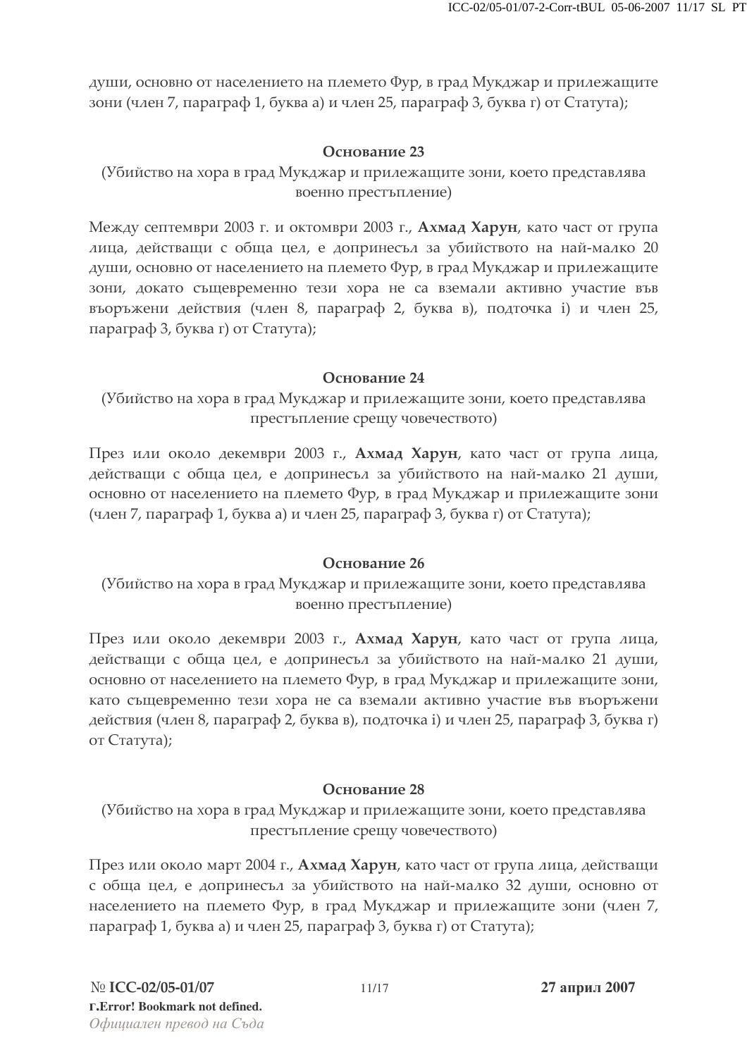души, основно от населението на племето Фур, в град Мукджар и прилежащите зони (член 7, параграф 1, буква а) и член 25, параграф 3, буква г) от Статута);

### Основание 23

(Убийство на хора в град Мукджар и прилежащите зони, което представлява военно престъпление)

Между септември 2003 г. и октомври 2003 г., **Ахмад Харун**, като част от група лица, действащи с обща цел, е допринесъл за убийството на най-малко 20 души, основно от населението на племето Фур, в град Мукджар и прилежащите зони, докато същевременно тези хора не са вземали активно участие във въоръжени действия (член 8, параграф 2, буква в), подточка i) и член 25, параграф 3, буква г) от Статута);

### Основание 24

(Убийство на хора в град Мукджар и прилежащите зони, което представлява престъпление срещу човечеството)

През или около декември 2003 г., **Ахмад Харун**, като част от група лица, действащи с обща цел, е допринесъл за убийството на най-малко 21 души, основно от населението на племето Фур, в град Мукджар и прилежащите зони (член 7, параграф 1, буква а) и член 25, параграф 3, буква г) от Статута);

### Основание 26

(Убийство на хора в град Мукджар и прилежащите зони, което представлява военно престъпление)

През или около декември 2003 г., **Ахмад Харун**, като част от група лица, действащи с обща цел, е допринесъл за убийството на най-малко 21 души, основно от населението на племето Фур, в град Мукджар и прилежащите зони, като същевременно тези хора не са вземали активно участие във въоръжени действия (член 8, параграф 2, буква в), подточка i) и член 25, параграф 3, буква г) от Статута);

### Основание 28

(Убийство на хора в град Мукджар и прилежащите зони, което представлява престъпление срещу човечеството)

През или около март 2004 г., **Ахмад Харун**, като част от група лица, действащи с обща цел, е допринесъл за убийството на най-малко 32 души, основно от населението на племето Фур, в град Мукджар и прилежащите зони (член 7, параграф 1, буква а) и член 25, параграф 3, буква г) от Статута);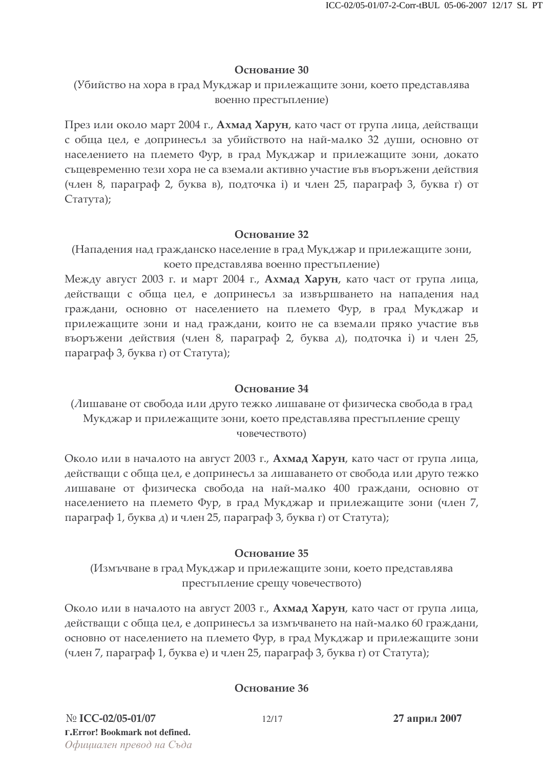**Основание 30**

(Убийство на хора в град Мукджар и прилежащите зони, което представлява военно престъпление)

През или около март 2004 г., **Ахмад Харун**, като част от група лица, действащи с обща цел, е допринесъл за убийството на най-малко 32 души, основно от населението на племето Фур, в град Мукджар и прилежащите зони, докато същевременно тези хора не са вземали активно участие във въоръжени действия (член 8, параграф 2, буква в), подточка i) и член 25, параграф 3, буква г) от Статута);

**Основание 32**

(Нападения над гражданско население в град Мукджар и прилежащите зони, което представлява военно престъпление)

Между август 2003 г. и март 2004 г., **Ахмад Харун**, като част от група лица, действащи с обща цел, е допринесъл за извършването на нападения над граждани, основно от населението на племето Фур, в град Мукджар и прилежащите зони и над граждани, които не са вземали пряко участие във въоръжени действия (член 8, параграф 2, буква д), подточка i) и член 25, параграф 3, буква г) от Статута);

**Основание 34**

(*Лишаване от свобода или друго тежко лишаване от физическа свобода в град Мукджар и прилежащите зони, което представлява престъпление срещу човечеството*)

Около или в началото на август 2003 г., **Ахмад Харун**, като част от група лица, действащи с обща цел, е допринесъл за *лишаването от свобода или друго тежко лишаване от физическа свобода* на най-малко 400 граждани, основно от населението на племето Фур, в град Мукджар и прилежащите зони (член 7, параграф 1, буква д) и член 25, параграф 3, буква г) от Статута);

**Основание 35**

(Измъчване в град Мукджар и прилежащите зони, което представлява престъпление срещу човечеството)

Около или в началото на август 2003 г., **Ахмад Харун**, като част от група лица, действащи с обща цел, е допринесъл за измъчването на най-малко 60 граждани, основно от населението на племето Фур, в град Мукджар и прилежащите зони (член 7, параграф 1, буква е) и член 25, параграф 3, буква г) от Статута);

**Основание 36**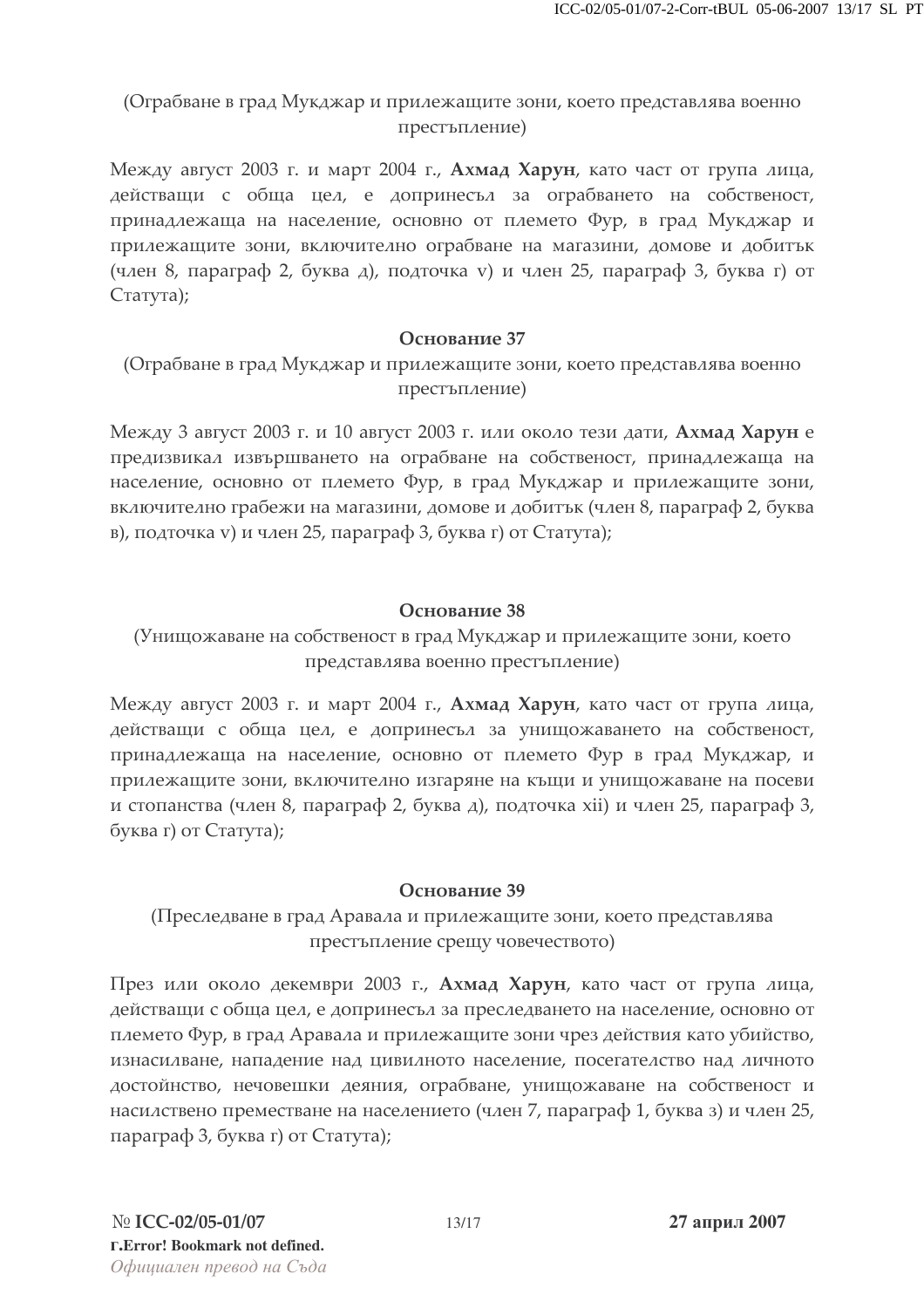(Ограбване в град Мукджар и прилежащите зони, което представлява военно престъпление)

Между август 2003 г. и март 2004 г., **Ахмад Харун**, като част от група лица, действащи с обща цел, е допринесъл за ограбването на собственост, принадлежаща на население, основно от племето Фур, в град Мукджар и прилежащите зони, включително ограбване на магазини, домове и добитък (член 8, параграф 2, буква д), подточка v) и член 25, параграф 3, буква г) от Статута);

**Основание 37**

(Ограбване в град Мукджар и прилежащите зони, което представлява военно престъпление)

Между 3 август 2003 г. и 10 август 2003 г. или около тези дати, **Ахмад Харун** е предизвикал извършването на ограбване на собственост, принадлежаща на население, основно от племето Фур, в град Мукджар и прилежащите зони, включително грабежи на магазини, домове и добитък (член 8, параграф 2, буква в), подточка v) и член 25, параграф 3, буква г) от Статута);

**Основание 38**

(Унищожаване на собственост в град Мукджар и прилежащите зони, което представлява военно престъпление)

Между август 2003 г. и март 2004 г., **Ахмад Харун**, като част от група лица, действащи с обща цел, е допринесъл за унищожаването на собственост, принадлежаща на население, основно от племето Фур в град Мукджар, и прилежащите зони, включително изгаряне на къщи и унищожаване на посеви и стопанства (член 8, параграф 2, буква д), подточка xii) и член 25, параграф 3, буква г) от Статута);

**Основание 39**

(Преследване в град Аравала и прилежащите зони, което представлява престъпление срещу човечеството)

През или около декември 2003 г., **Ахмад Харун**, като част от група лица, действащи с обща цел, е допринесъл за преследването на население, основно от племето Фур, в град Аравала и прилежащите зони чрез действия като убийство, изнасилване, нападение над цивилното население, посегателство над личното достойнство, нечовешки деяния, ограбване, унищожаване на собственост и насилствено преместване на населението (член 7, параграф 1, буква з) и член 25, параграф 3, буква г) от Статута);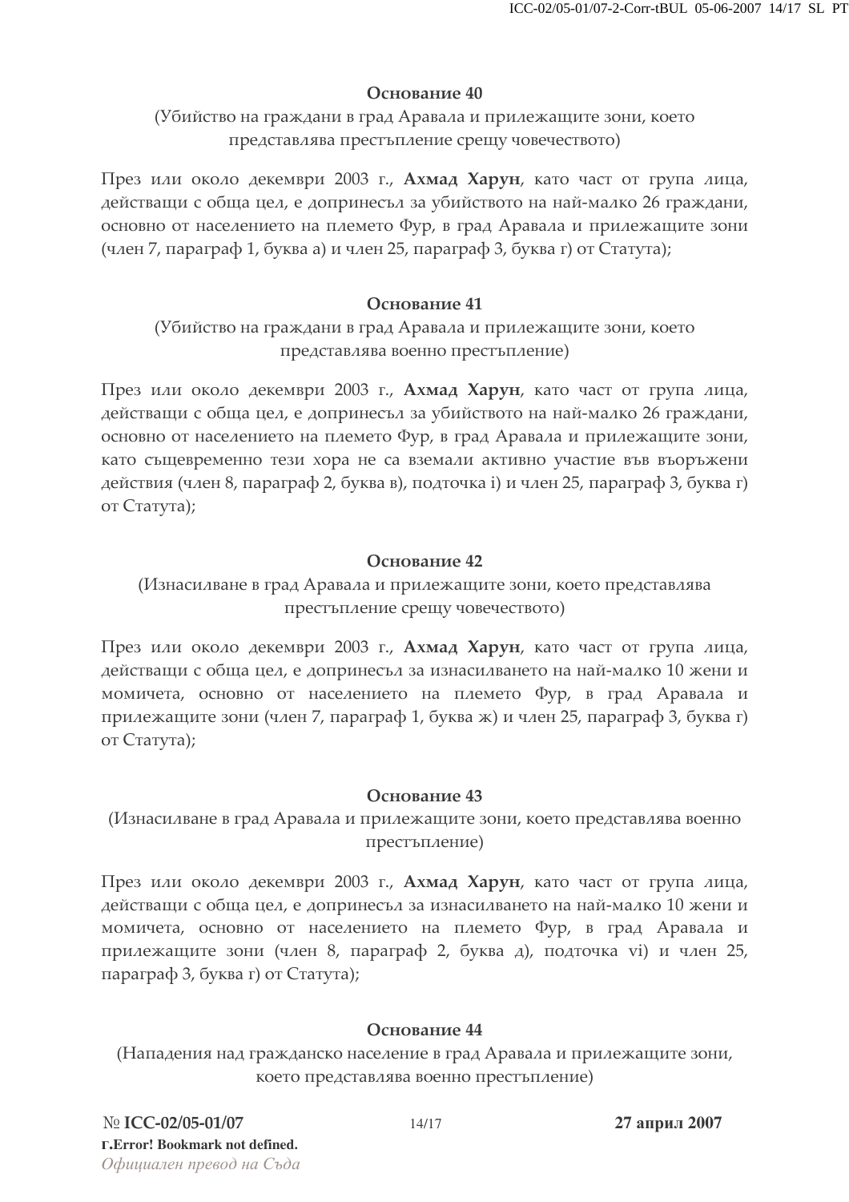**Основание 40**

(Убийство на граждани в град Аравала и прилежащите зони, което представлява престъпление срещу човечеството)

През или около декември 2003 г., **Ахмад Харун**, като част от група лица, действащи с обща цел, е допринесъл за убийството на най-малко 26 граждани, основно от населението на племето Фур, в град Аравала и прилежащите зони (член 7, параграф 1, буква а) и член 25, параграф 3, буква г) от Статута);

**Основание 41**

(Убийство на граждани в град Аравала и прилежащите зони, което представлява военно престъпление)

През или около декември 2003 г., **Ахмад Харун**, като част от група лица, действащи с обща цел, е допринесъл за убийството на най-малко 26 граждани, основно от населението на племето Фур, в град Аравала и прилежащите зони, като същевременно тези хора не са вземали активно участие във въоръжени действия (член 8, параграф 2, буква в), подточка i) и член 25, параграф 3, буква г) от Статута);

**Основание 42**

(Изнасилване в град Аравала и прилежащите зони, което представлява престъпление срещу човечеството)

През или около декември 2003 г., **Ахмад Харун**, като част от група лица, действащи с обща цел, е допринесъл за изнасилването на най-малко 10 жени и момичета, основно от населението на племето Фур, в град Аравала и прилежащите зони (член 7, параграф 1, буква ж) и член 25, параграф 3, буква г) от Статута);

**Основание 43**

(Изнасилване в град Аравала и прилежащите зони, което представлява военно престъпление)

През или около декември 2003 г., **Ахмад Харун**, като част от група лица, действащи с обща цел, е допринесъл за изнасилването на най-малко 10 жени и момичета, основно от населението на племето Фур, в град Аравала и прилежащите зони (член 8, параграф 2, буква д), подточка vi) и член 25, параграф 3, буква г) от Статута);

**Основание 44**

(Нападения над гражданско население в град Аравала и прилежащите зони, което представлява военно престъпление)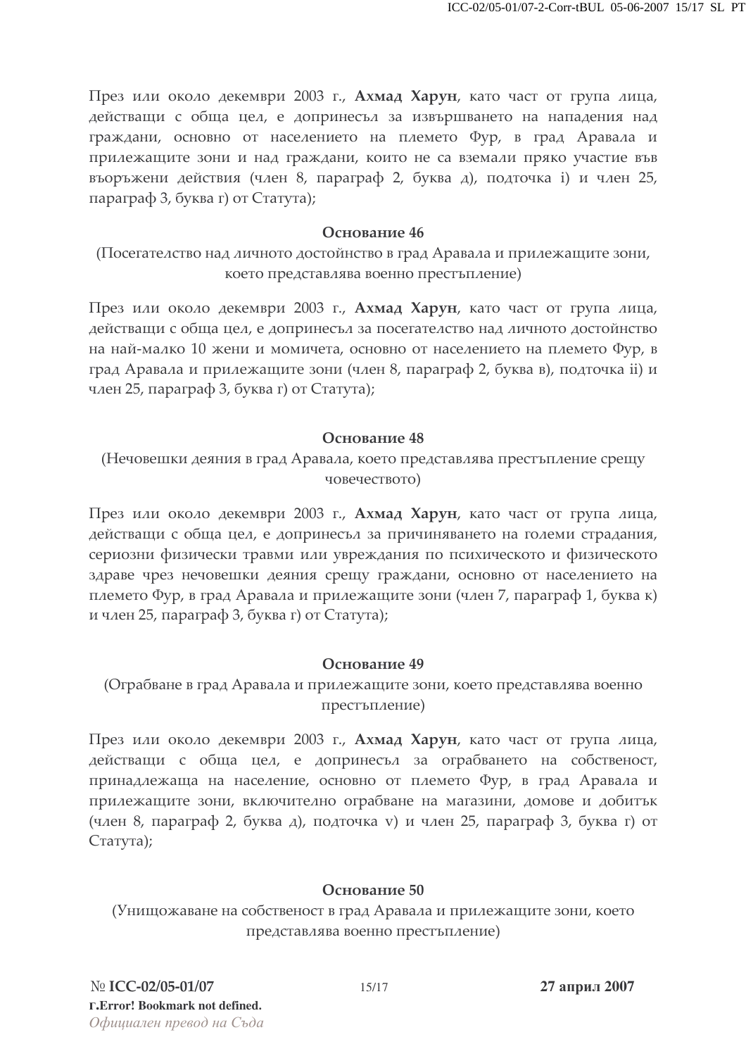През или около декември 2003 г., **Ахмад Харун**, като част от група лица, действащи с обща цел, е допринесъл за извършването на нападения над граждани, основно от населението на племето Фур, в град Аравала и прилежащите зони и над граждани, които не са вземали пряко участие във въоръжени действия (член 8, параграф 2, буква д), подточка i) и член 25, параграф 3, буква г) от Статута);

**Основание 46**

(Посегателство над личното достойнство в град Аравала и прилежащите зони, което представлява военно престъпление)

През или около декември 2003 г., **Ахмад Харун**, като част от група лица, действащи с обща цел, е допринесъл за посегателство над личното достойнство на най-малко 10 жени и момичета, основно от населението на племето Фур, в град Аравала и прилежащите зони (член 8, параграф 2, буква в), подточка ii) и член 25, параграф 3, буква г) от Статута);

**Основание 48**

(Нечовешки деяния в град Аравала, което представлява престъпление срещу човечеството)

През или около декември 2003 г., **Ахмад Харун**, като част от група лица, действащи с обща цел, е допринесъл за причиняването на големи страдания, сериозни физически травми или увреждания по психическото и физическото здраве чрез нечовешки деяния срещу граждани, основно от населението на племето Фур, в град Аравала и прилежащите зони (член 7, параграф 1, буква к) и член 25, параграф 3, буква г) от Статута);

**Основание 49**

(Ограбване в град Аравала и прилежащите зони, което представлява военно престъпление)

През или около декември 2003 г., **Ахмад Харун**, като част от група лица, действащи с обща цел, е допринесъл за ограбването на собственост, принадлежаща на население, основно от племето Фур, в град Аравала и прилежащите зони, включително ограбване на магазини, домове и добитък (член 8, параграф 2, буква д), подточка v) и член 25, параграф 3, буква г) от Статута);

**Основание 50**

(Унищожаване на собственост в град Аравала и прилежащите зони, което представлява военно престъпление)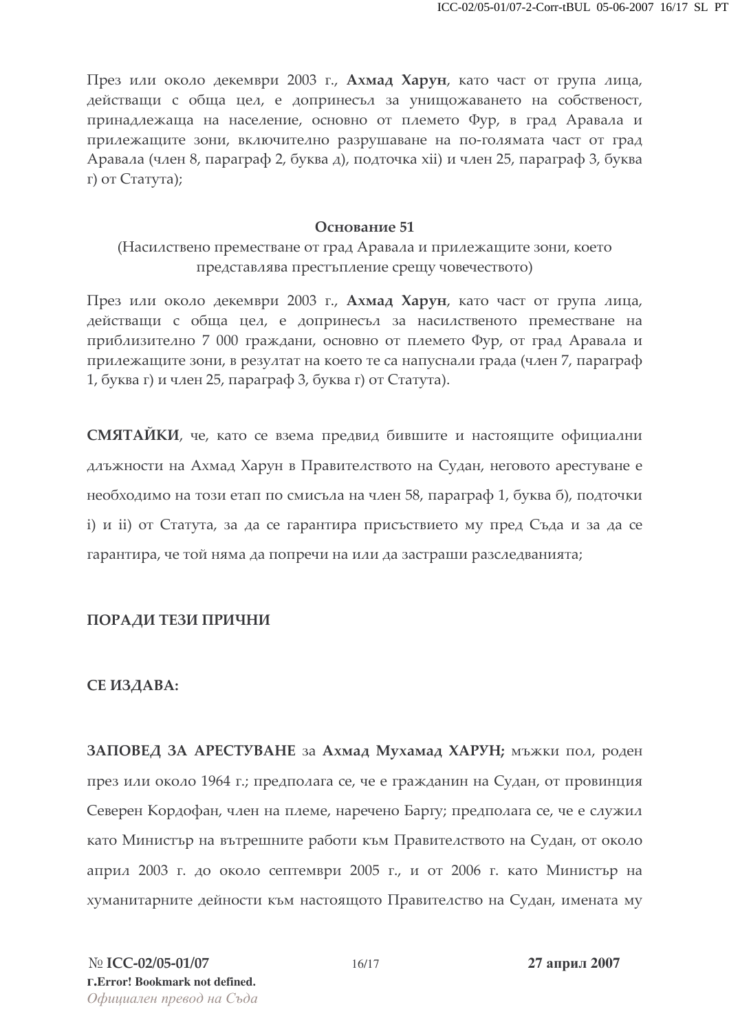През или около декември 2003 г., **Ахмад Харун**, като част от група лица, действащи с обща цел, е допринесъл за унищожаването на собственост, принадлежаща на население, основно от племето Фур, в град Аравала и прилежащите зони, включително разрушаване на по-голямата част от град Аравала (член 8, параграф 2, буква д), подточка xii) и член 25, параграф 3, буква г) от Статута);

**Основание 51**

(Насилствено преместване от град Аравала и прилежащите зони, което представлява престъпление срещу човечеството)

През или около декември 2003 г., **Ахмад Харун**, като част от група лица, действащи с обща цел, е допринесъл за насилственото преместване на приблизително 7 000 граждани, основно от племето Фур, от град Аравала и прилежащите зони, в резултат на което те са напуснали града (член 7, параграф 1, буква г) и член 25, параграф 3, буква г) от Статута).

**СМЯТАЙКИ**, че, като се взема предвид бившите и настоящите официални длъжности на Ахмад Харун в Правителството на Судан, неговото арестуване е необходимо на този етап по смисъла на член 58, параграф 1, буква б), подточки i) и ii) от Статута, за да се гарантира присъствието му пред Съда и за да се гарантира, че той няма да попречи на или да застраши разследванията;

**ПОРАДИ ТЕЗИ ПРИЧНИ**

**СЕ ИЗДАВА:**

**ЗАПОВЕД ЗА АРЕСТУВАНЕ** за **Ахмад Мухамад ХАРУН;** мъжки пол, роден през или около 1964 г.; предполага се, че е гражданин на Судан, от провинция Северен Кордофан, член на племе, наречено Баргу; предполага се, че е служил като Министър на вътрешните работи към Правителството на Судан, от около април 2003 г. до около септември 2005 г., и от 2006 г. като Министър на хуманитарните дейности към настоящото Правителство на Судан, имената му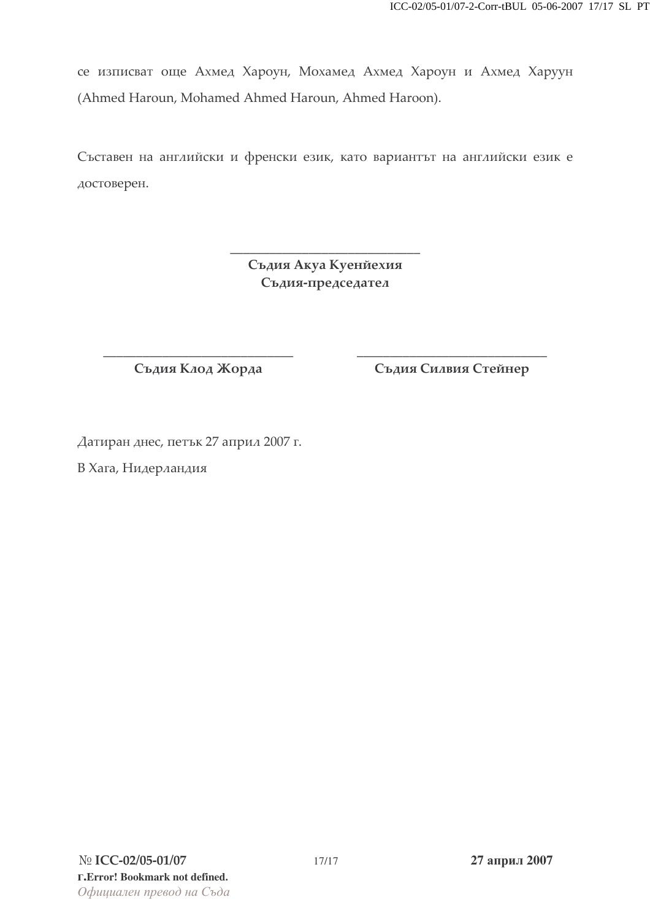се изписват още Ахмед Хароун, Мохамед Ахмед Хароун и Ахмед Харуун (Ahmed Haroun, Mohamed Ahmed Haroun, Ahmed Haroon).

Съставен на английски и френски език, като вариантът на английски език е достоверен.

\_\_\_\_\_\_\_\_\_\_\_\_\_\_\_\_\_\_\_\_\_\_\_\_\_\_\_\_

**Съдия Акуа Куенйехия**
**Съдия-председател**

\_\_\_\_\_\_\_\_\_\_\_\_\_\_\_\_\_\_\_\_\_\_\_\_\_\_\_\_

**Съдия Клод Жорда**

\_\_\_\_\_\_\_\_\_\_\_\_\_\_\_\_\_\_\_\_\_\_\_\_\_\_\_\_

**Съдия Силвия Стейнер**

Датиран днес, петък 27 април 2007 г.

В Хага, Нидерландия

№ **ICC-02/05-01/07** **27 април 2007**
**г.Error! Bookmark not defined.**
*Официален превод на Съда*